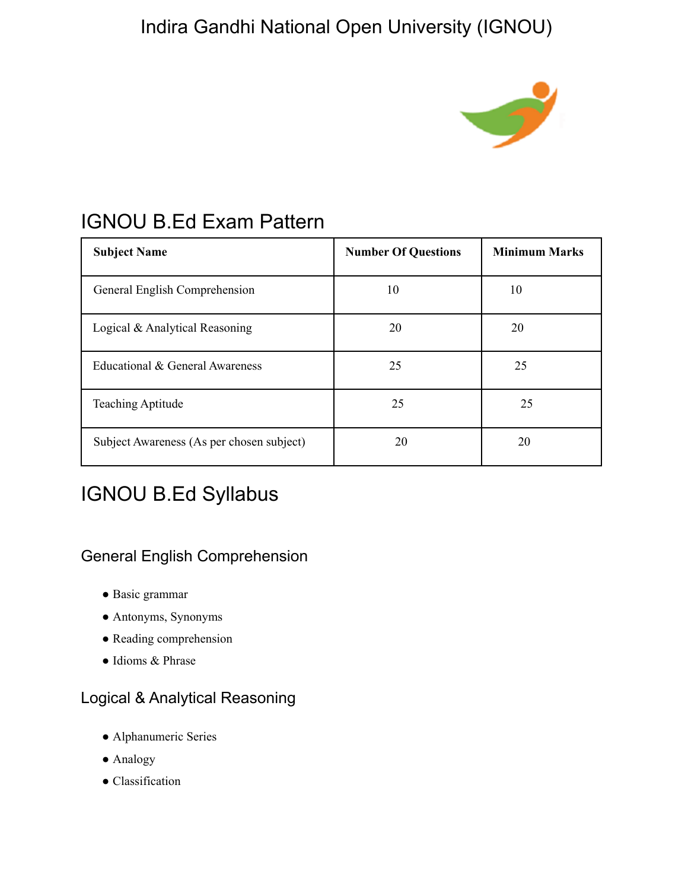# Indira Gandhi National Open University (IGNOU)

## IGNOU B.Ed Exam Pattern

| Subject Name | Number Of Questions | Minimum Marks |
|---|---|---|
| General English Comprehension | 10 | 10 |
| Logical & Analytical Reasoning | 20 | 20 |
| Educational & General Awareness | 25 | 25 |
| Teaching Aptitude | 25 | 25 |
| Subject Awareness (As per chosen subject) | 20 | 20 |

## IGNOU B.Ed Syllabus

### General English Comprehension

- Basic grammar
- Antonyms, Synonyms
- Reading comprehension
- Idioms & Phrase

### Logical & Analytical Reasoning

- Alphanumeric Series
- Analogy
- Classification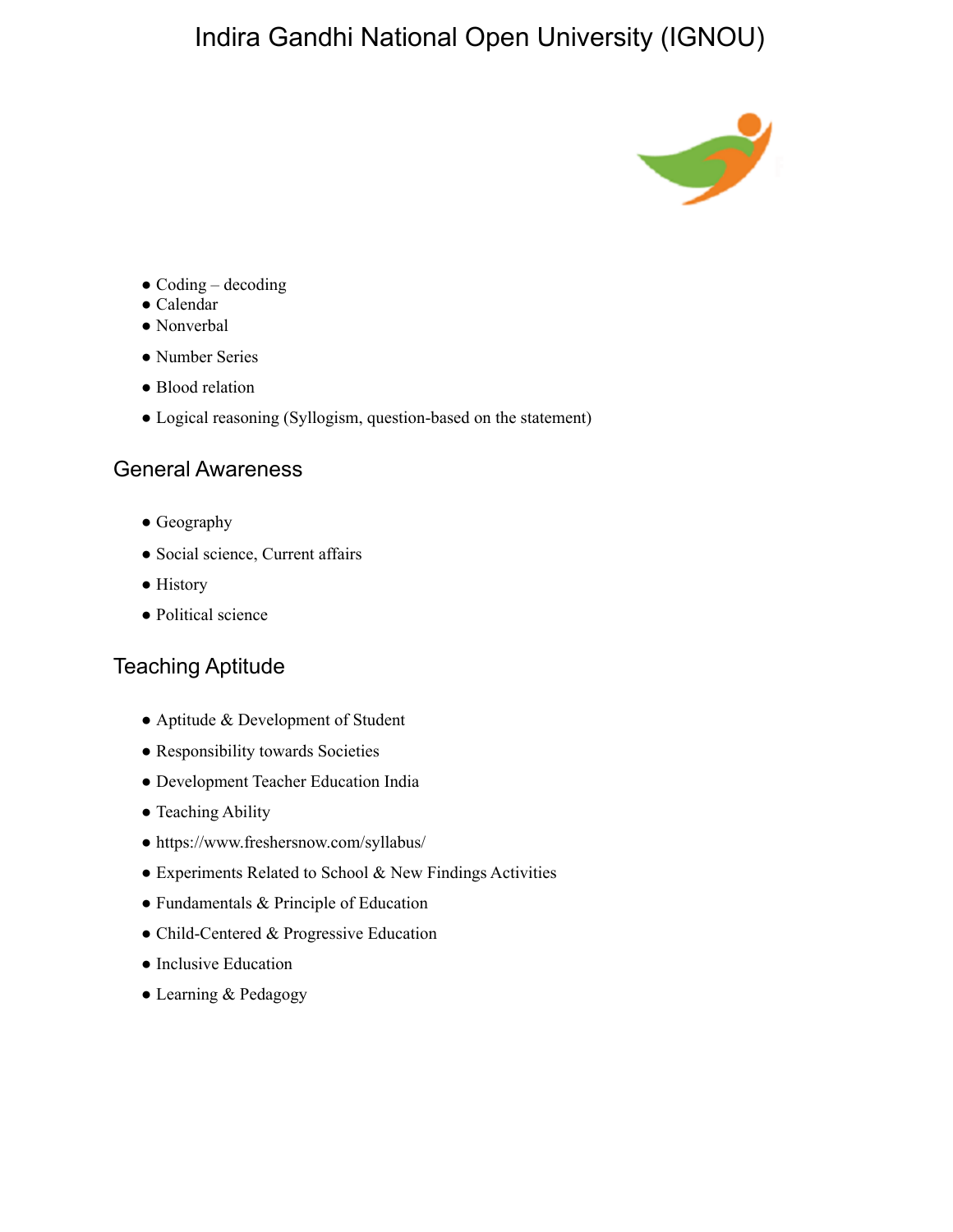- Coding – decoding
- Calendar
- Nonverbal
- Number Series
- Blood relation
- Logical reasoning (Syllogism, question-based on the statement)

## General Awareness

- Geography
- Social science, Current affairs
- History
- Political science

## Teaching Aptitude

- Aptitude & Development of Student
- Responsibility towards Societies
- Development Teacher Education India
- Teaching Ability
- https://www.freshersnow.com/syllabus/
- Experiments Related to School & New Findings Activities
- Fundamentals & Principle of Education
- Child-Centered & Progressive Education
- Inclusive Education
- Learning & Pedagogy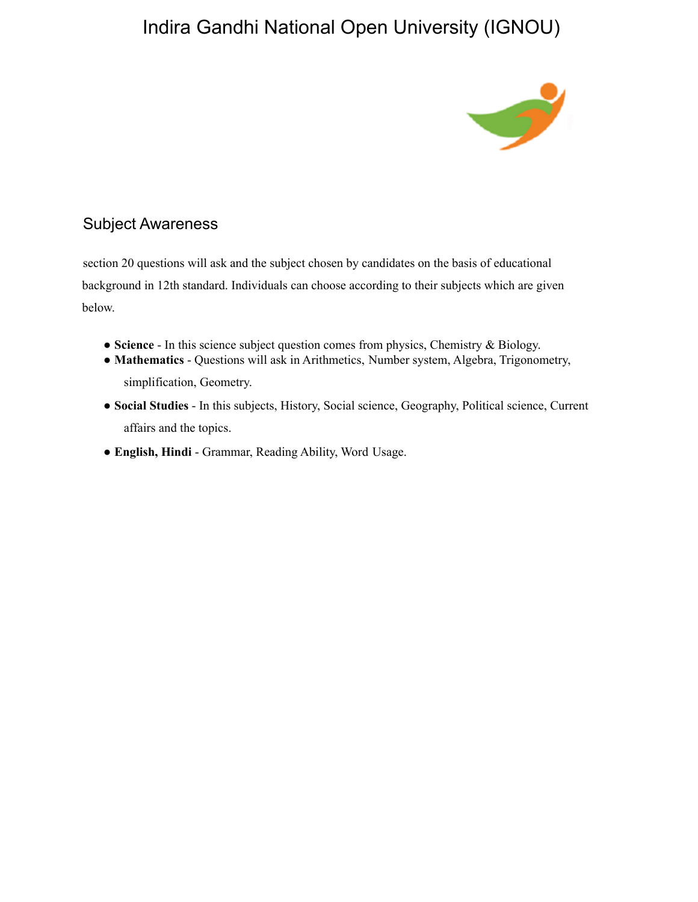# Indira Gandhi National Open University (IGNOU)

## Subject Awareness

section 20 questions will ask and the subject chosen by candidates on the basis of educational background in 12th standard. Individuals can choose according to their subjects which are given below.

- **Science** - In this science subject question comes from physics, Chemistry & Biology.
- **Mathematics** - Questions will ask in Arithmetics, Number system, Algebra, Trigonometry, simplification, Geometry.
- **Social Studies** - In this subjects, History, Social science, Geography, Political science, Current affairs and the topics.
- **English, Hindi** - Grammar, Reading Ability, Word Usage.